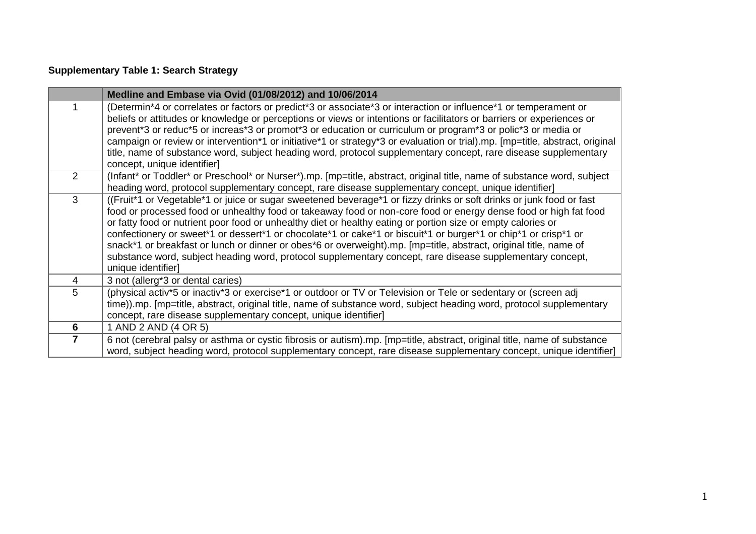**Supplementary Table 1: Search Strategy**

| | **Medline and Embase via Ovid (01/08/2012) and 10/06/2014** |
|---|---|
| 1 | (Determin*4 or correlates or factors or predict*3 or associate*3 or interaction or influence*1 or temperament or beliefs or attitudes or knowledge or perceptions or views or intentions or facilitators or barriers or experiences or prevent*3 or reduc*5 or increas*3 or promot*3 or education or curriculum or program*3 or polic*3 or media or campaign or review or intervention*1 or initiative*1 or strategy*3 or evaluation or trial).mp. [mp=title, abstract, original title, name of substance word, subject heading word, protocol supplementary concept, rare disease supplementary concept, unique identifier] |
| 2 | (Infant* or Toddler* or Preschool* or Nurser*).mp. [mp=title, abstract, original title, name of substance word, subject heading word, protocol supplementary concept, rare disease supplementary concept, unique identifier] |
| 3 | ((Fruit*1 or Vegetable*1 or juice or sugar sweetened beverage*1 or fizzy drinks or soft drinks or junk food or fast food or processed food or unhealthy food or takeaway food or non-core food or energy dense food or high fat food or fatty food or nutrient poor food or unhealthy diet or healthy eating or portion size or empty calories or confectionery or sweet*1 or dessert*1 or chocolate*1 or cake*1 or biscuit*1 or burger*1 or chip*1 or crisp*1 or snack*1 or breakfast or lunch or dinner or obes*6 or overweight).mp. [mp=title, abstract, original title, name of substance word, subject heading word, protocol supplementary concept, rare disease supplementary concept, unique identifier] |
| 4 | 3 not (allerg*3 or dental caries) |
| 5 | (physical activ*5 or inactiv*3 or exercise*1 or outdoor or TV or Television or Tele or sedentary or (screen adj time)).mp. [mp=title, abstract, original title, name of substance word, subject heading word, protocol supplementary concept, rare disease supplementary concept, unique identifier] |
| **6** | 1 AND 2 AND (4 OR 5) |
| **7** | 6 not (cerebral palsy or asthma or cystic fibrosis or autism).mp. [mp=title, abstract, original title, name of substance word, subject heading word, protocol supplementary concept, rare disease supplementary concept, unique identifier] |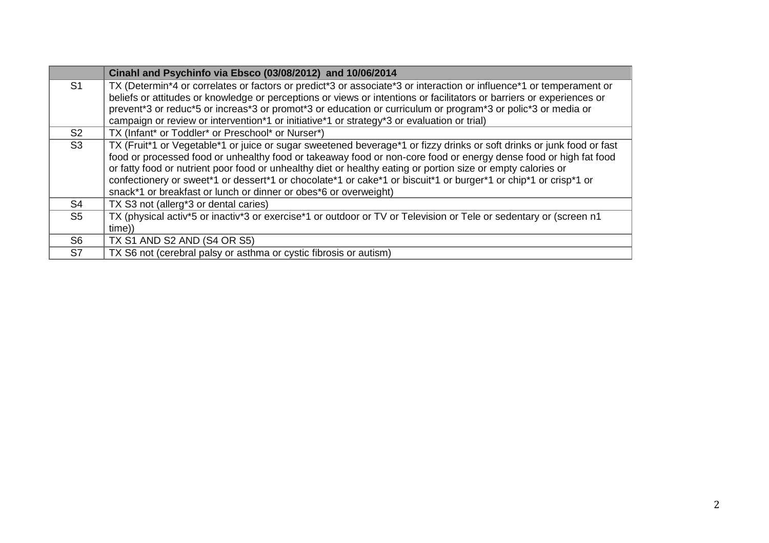| | Cinahl and Psychinfo via Ebsco (03/08/2012) and 10/06/2014 |
|---|---|
| S1 | TX (Determin*4 or correlates or factors or predict*3 or associate*3 or interaction or influence*1 or temperament or beliefs or attitudes or knowledge or perceptions or views or intentions or facilitators or barriers or experiences or prevent*3 or reduc*5 or increas*3 or promot*3 or education or curriculum or program*3 or polic*3 or media or campaign or review or intervention*1 or initiative*1 or strategy*3 or evaluation or trial) |
| S2 | TX (Infant* or Toddler* or Preschool* or Nurser*) |
| S3 | TX (Fruit*1 or Vegetable*1 or juice or sugar sweetened beverage*1 or fizzy drinks or soft drinks or junk food or fast food or processed food or unhealthy food or takeaway food or non-core food or energy dense food or high fat food or fatty food or nutrient poor food or unhealthy diet or healthy eating or portion size or empty calories or confectionery or sweet*1 or dessert*1 or chocolate*1 or cake*1 or biscuit*1 or burger*1 or chip*1 or crisp*1 or snack*1 or breakfast or lunch or dinner or obes*6 or overweight) |
| S4 | TX S3 not (allerg*3 or dental caries) |
| S5 | TX (physical activ*5 or inactiv*3 or exercise*1 or outdoor or TV or Television or Tele or sedentary or (screen n1 time)) |
| S6 | TX S1 AND S2 AND (S4 OR S5) |
| S7 | TX S6 not (cerebral palsy or asthma or cystic fibrosis or autism) |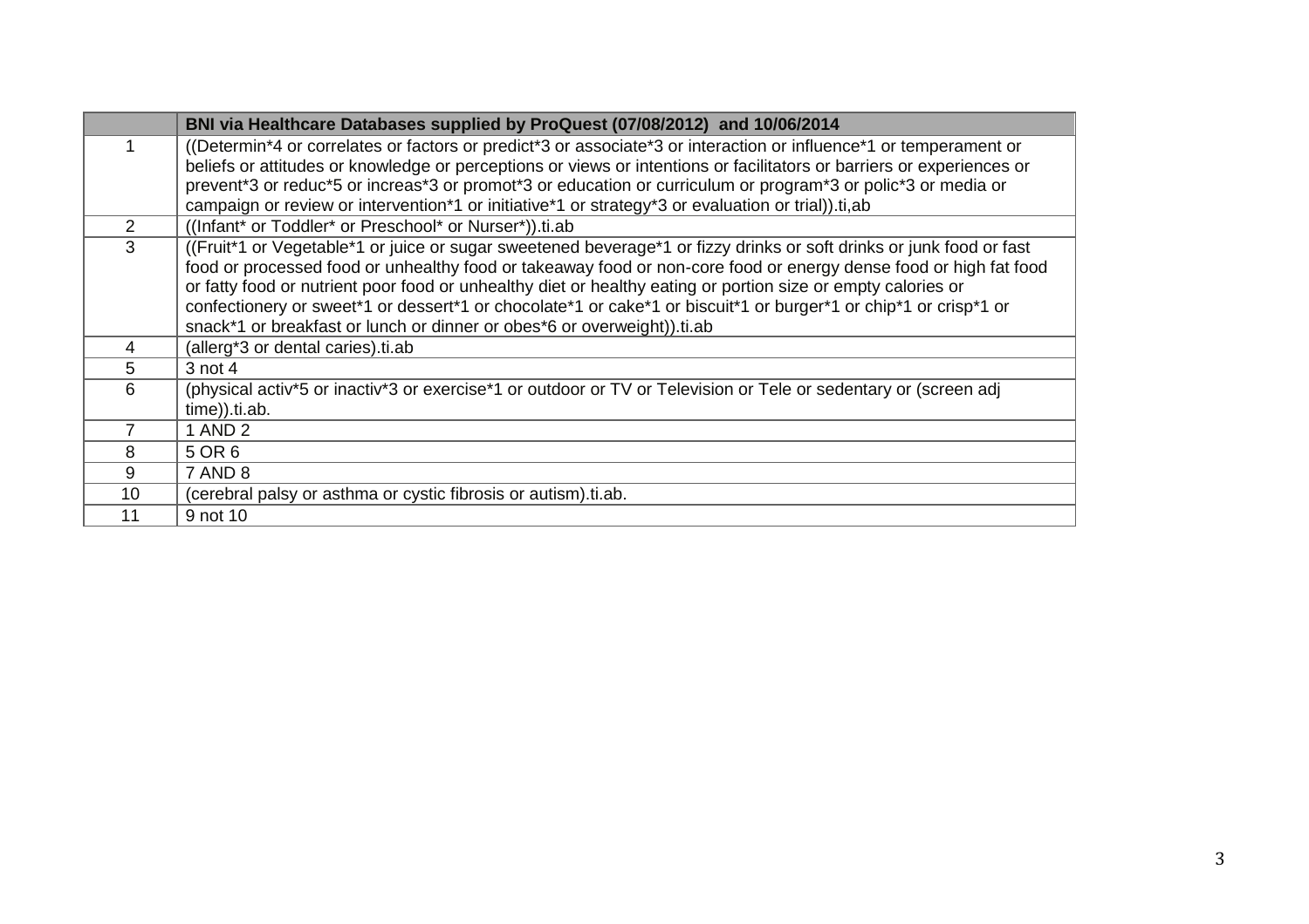| | BNI via Healthcare Databases supplied by ProQuest (07/08/2012) and 10/06/2014 |
|---|---|
| 1 | ((Determin*4 or correlates or factors or predict*3 or associate*3 or interaction or influence*1 or temperament or beliefs or attitudes or knowledge or perceptions or views or intentions or facilitators or barriers or experiences or prevent*3 or reduc*5 or increas*3 or promot*3 or education or curriculum or program*3 or polic*3 or media or campaign or review or intervention*1 or initiative*1 or strategy*3 or evaluation or trial)).ti,ab |
| 2 | ((Infant* or Toddler* or Preschool* or Nurser*)).ti.ab |
| 3 | ((Fruit*1 or Vegetable*1 or juice or sugar sweetened beverage*1 or fizzy drinks or soft drinks or junk food or fast food or processed food or unhealthy food or takeaway food or non-core food or energy dense food or high fat food or fatty food or nutrient poor food or unhealthy diet or healthy eating or portion size or empty calories or confectionery or sweet*1 or dessert*1 or chocolate*1 or cake*1 or biscuit*1 or burger*1 or chip*1 or crisp*1 or snack*1 or breakfast or lunch or dinner or obes*6 or overweight)).ti.ab |
| 4 | (allerg*3 or dental caries).ti.ab |
| 5 | 3 not 4 |
| 6 | (physical activ*5 or inactiv*3 or exercise*1 or outdoor or TV or Television or Tele or sedentary or (screen adj time)).ti.ab. |
| 7 | 1 AND 2 |
| 8 | 5 OR 6 |
| 9 | 7 AND 8 |
| 10 | (cerebral palsy or asthma or cystic fibrosis or autism).ti.ab. |
| 11 | 9 not 10 |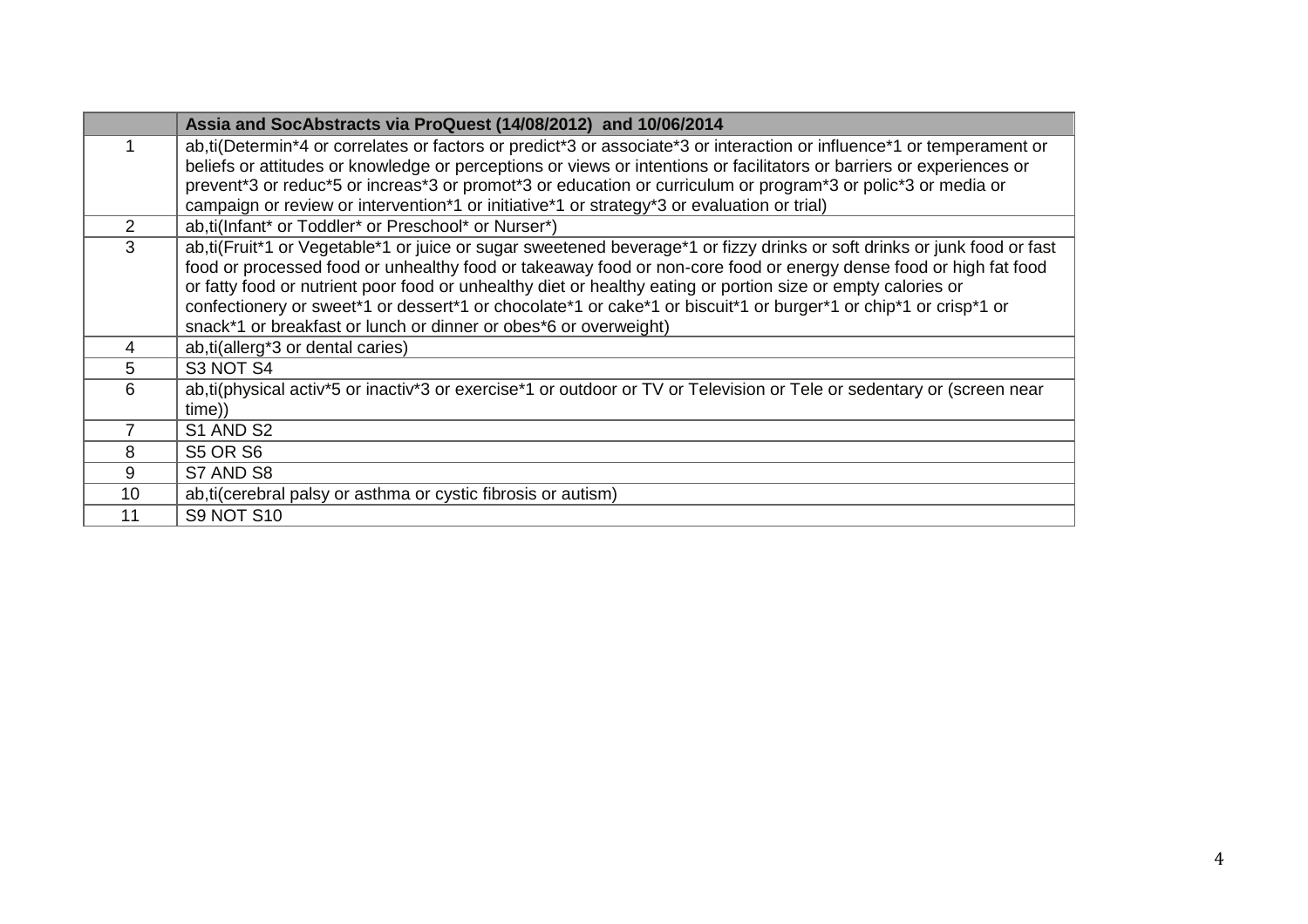| | Assia and SocAbstracts via ProQuest (14/08/2012) and 10/06/2014 |
|---|---|
| 1 | ab,ti(Determin*4 or correlates or factors or predict*3 or associate*3 or interaction or influence*1 or temperament or beliefs or attitudes or knowledge or perceptions or views or intentions or facilitators or barriers or experiences or prevent*3 or reduc*5 or increas*3 or promot*3 or education or curriculum or program*3 or polic*3 or media or campaign or review or intervention*1 or initiative*1 or strategy*3 or evaluation or trial) |
| 2 | ab,ti(Infant* or Toddler* or Preschool* or Nurser*) |
| 3 | ab,ti(Fruit*1 or Vegetable*1 or juice or sugar sweetened beverage*1 or fizzy drinks or soft drinks or junk food or fast food or processed food or unhealthy food or takeaway food or non-core food or energy dense food or high fat food or fatty food or nutrient poor food or unhealthy diet or healthy eating or portion size or empty calories or confectionery or sweet*1 or dessert*1 or chocolate*1 or cake*1 or biscuit*1 or burger*1 or chip*1 or crisp*1 or snack*1 or breakfast or lunch or dinner or obes*6 or overweight) |
| 4 | ab,ti(allerg*3 or dental caries) |
| 5 | S3 NOT S4 |
| 6 | ab,ti(physical activ*5 or inactiv*3 or exercise*1 or outdoor or TV or Television or Tele or sedentary or (screen near time)) |
| 7 | S1 AND S2 |
| 8 | S5 OR S6 |
| 9 | S7 AND S8 |
| 10 | ab,ti(cerebral palsy or asthma or cystic fibrosis or autism) |
| 11 | S9 NOT S10 |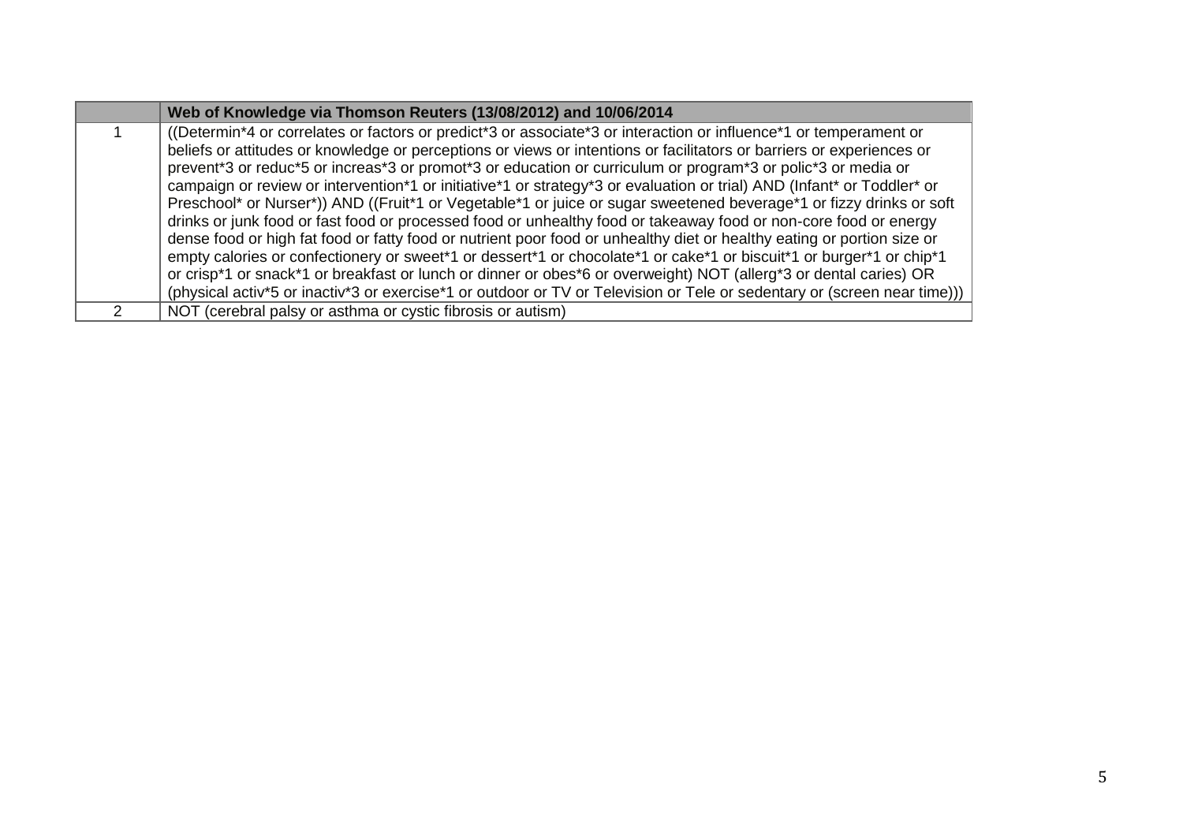| | Web of Knowledge via Thomson Reuters (13/08/2012) and 10/06/2014 |
|---|---|
| 1 | ((Determin*4 or correlates or factors or predict*3 or associate*3 or interaction or influence*1 or temperament or beliefs or attitudes or knowledge or perceptions or views or intentions or facilitators or barriers or experiences or prevent*3 or reduc*5 or increas*3 or promot*3 or education or curriculum or program*3 or polic*3 or media or campaign or review or intervention*1 or initiative*1 or strategy*3 or evaluation or trial) AND (Infant* or Toddler* or Preschool* or Nurser*)) AND ((Fruit*1 or Vegetable*1 or juice or sugar sweetened beverage*1 or fizzy drinks or soft drinks or junk food or fast food or processed food or unhealthy food or takeaway food or non-core food or energy dense food or high fat food or fatty food or nutrient poor food or unhealthy diet or healthy eating or portion size or empty calories or confectionery or sweet*1 or dessert*1 or chocolate*1 or cake*1 or biscuit*1 or burger*1 or chip*1 or crisp*1 or snack*1 or breakfast or lunch or dinner or obes*6 or overweight) NOT (allerg*3 or dental caries) OR (physical activ*5 or inactiv*3 or exercise*1 or outdoor or TV or Television or Tele or sedentary or (screen near time))) |
| 2 | NOT (cerebral palsy or asthma or cystic fibrosis or autism) |